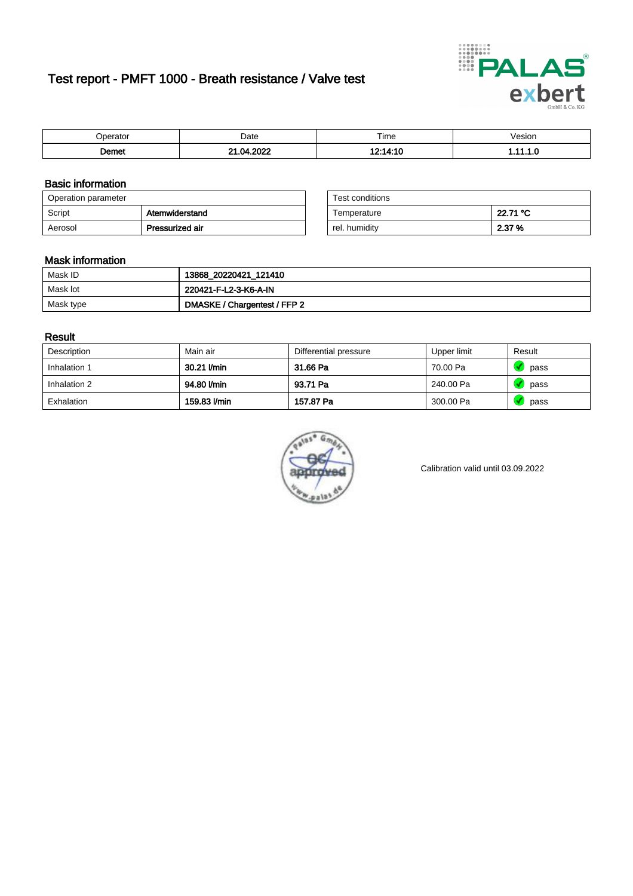# Test report - PMFT 1000 - Breath resistance / Valve test

| Operator | Date | Time | Vesion |
|---|---|---|---|
| **Demet** | **21.04.2022** | **12:14:10** | **1.11.1.0** |

## Basic information

| Operation parameter | |
|---|---|
| Script | **Atemwiderstand** |
| Aerosol | **Pressurized air** |

| Test conditions | |
|---|---|
| Temperature | **22.71 °C** |
| rel. humidity | **2.37 %** |

## Mask information

| | |
|---|---|
| Mask ID | **13868_20220421_121410** |
| Mask lot | **220421-F-L2-3-K6-A-IN** |
| Mask type | **DMASKE / Chargentest / FFP 2** |

## Result

| Description | Main air | Differential pressure | Upper limit | Result |
|---|---|---|---|---|
| Inhalation 1 | **30.21 l/min** | **31.66 Pa** | 70.00 Pa | pass |
| Inhalation 2 | **94.80 l/min** | **93.71 Pa** | 240.00 Pa | pass |
| Exhalation | **159.83 l/min** | **157.87 Pa** | 300.00 Pa | pass |

Calibration valid until 03.09.2022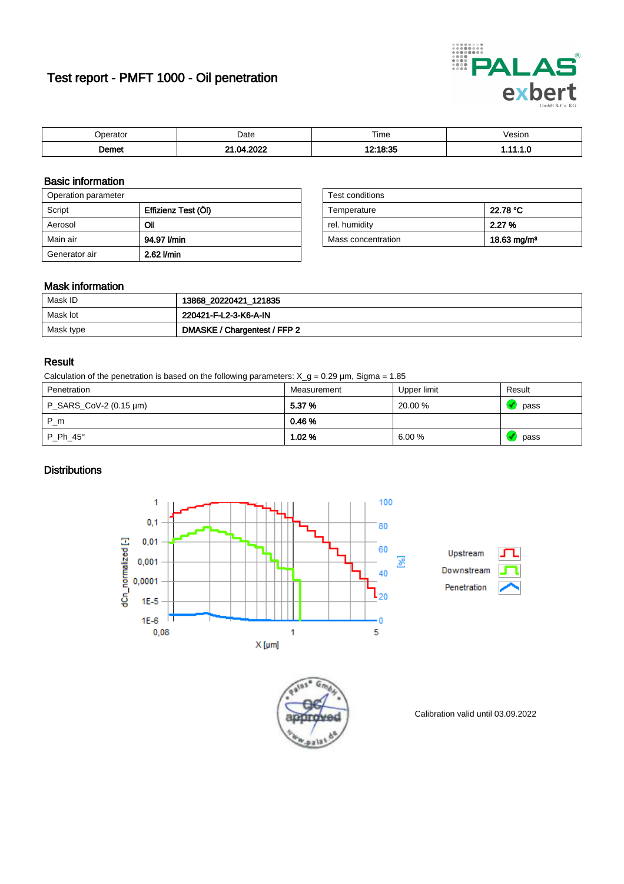# Test report - PMFT 1000 - Oil penetration

| Operator | Date | Time | Vesion |
|---|---|---|---|
| **Demet** | **21.04.2022** | **12:18:35** | **1.11.1.0** |

## Basic information

| Operation parameter | |
|---|---|
| Script | **Effizienz Test (Öl)** |
| Aerosol | **Oil** |
| Main air | **94.97 l/min** |
| Generator air | **2.62 l/min** |

| Test conditions | |
|---|---|
| Temperature | **22.78 °C** |
| rel. humidity | **2.27 %** |
| Mass concentration | **18.63 mg/m³** |

## Mask information

| | |
|---|---|
| Mask ID | **13868_20220421_121835** |
| Mask lot | **220421-F-L2-3-K6-A-IN** |
| Mask type | **DMASKE / Chargentest / FFP 2** |

## Result

Calculation of the penetration is based on the following parameters: $X_g$ = 0.29 µm, Sigma = 1.85

| Penetration | Measurement | Upper limit | Result |
|---|---|---|---|
| P_SARS_CoV-2 (0.15 µm) | **5.37 %** | 20.00 % | pass |
| P_m | **0.46 %** | | |
| P_Ph_45° | **1.02 %** | 6.00 % | pass |

## Distributions

1
0,1
0,01
0,001
0,0001
1E-5
1E-6
dCn_normalized [-]
0,08
1
5
X [µm]
100
80
60
40
20
0
[%]
Upstream
Downstream
Penetration

Calibration valid until 03.09.2022